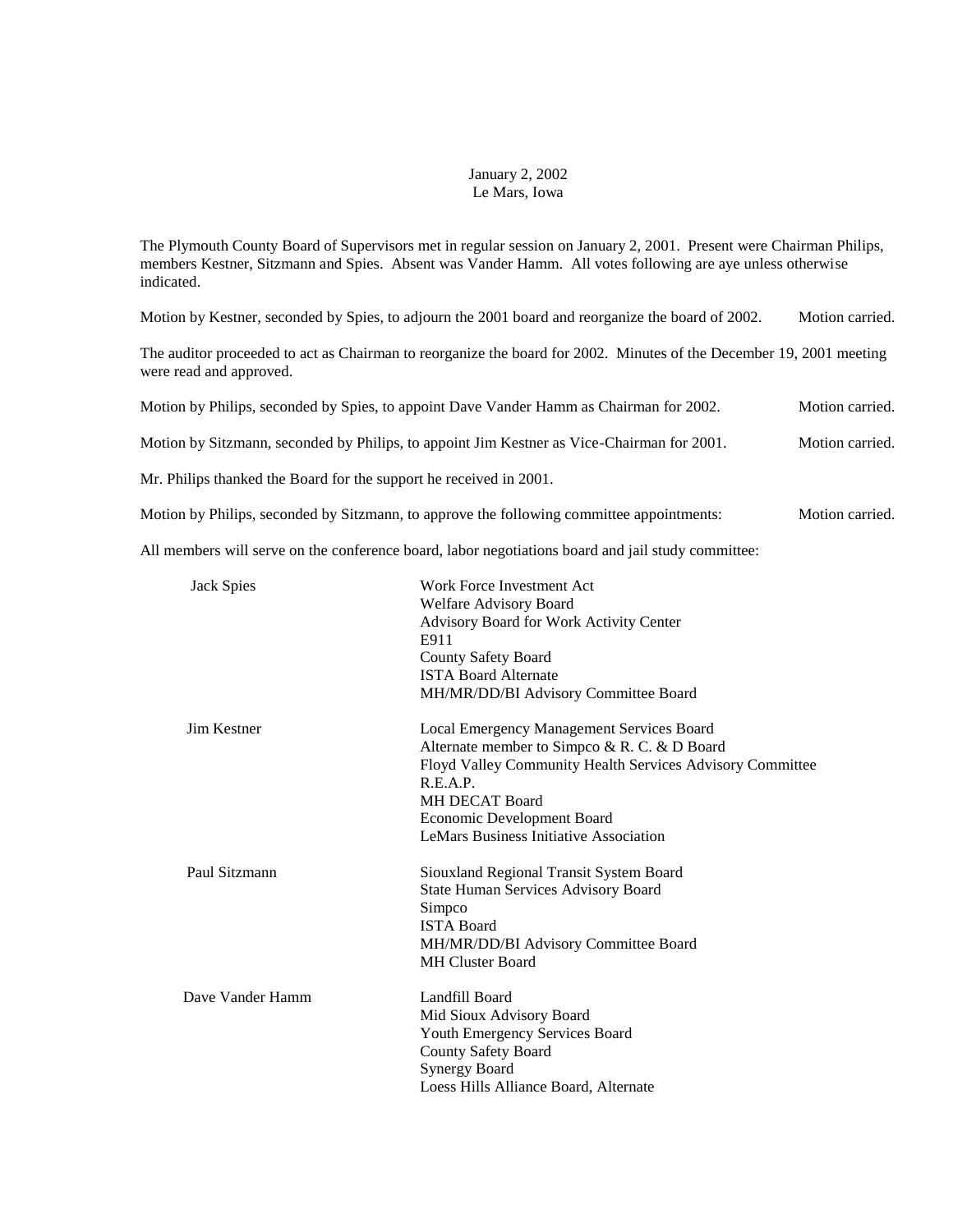January 2, 2002
Le Mars, Iowa

The Plymouth County Board of Supervisors met in regular session on January 2, 2001. Present were Chairman Philips, members Kestner, Sitzmann and Spies. Absent was Vander Hamm. All votes following are aye unless otherwise indicated.

Motion by Kestner, seconded by Spies, to adjourn the 2001 board and reorganize the board of 2002. Motion carried.

The auditor proceeded to act as Chairman to reorganize the board for 2002. Minutes of the December 19, 2001 meeting were read and approved.

Motion by Philips, seconded by Spies, to appoint Dave Vander Hamm as Chairman for 2002. Motion carried.

Motion by Sitzmann, seconded by Philips, to appoint Jim Kestner as Vice-Chairman for 2001. Motion carried.

Mr. Philips thanked the Board for the support he received in 2001.

Motion by Philips, seconded by Sitzmann, to approve the following committee appointments: Motion carried.

All members will serve on the conference board, labor negotiations board and jail study committee:

| | |
|---|---|
| Jack Spies | Work Force Investment Act<br>Welfare Advisory Board<br>Advisory Board for Work Activity Center<br>E911<br>County Safety Board<br>ISTA Board Alternate<br>MH/MR/DD/BI Advisory Committee Board |
| Jim Kestner | Local Emergency Management Services Board<br>Alternate member to Simpco & R. C. & D Board<br>Floyd Valley Community Health Services Advisory Committee<br>R.E.A.P.<br>MH DECAT Board<br>Economic Development Board<br>LeMars Business Initiative Association |
| Paul Sitzmann | Siouxland Regional Transit System Board<br>State Human Services Advisory Board<br>Simpco<br>ISTA Board<br>MH/MR/DD/BI Advisory Committee Board<br>MH Cluster Board |
| Dave Vander Hamm | Landfill Board<br>Mid Sioux Advisory Board<br>Youth Emergency Services Board<br>County Safety Board<br>Synergy Board<br>Loess Hills Alliance Board, Alternate |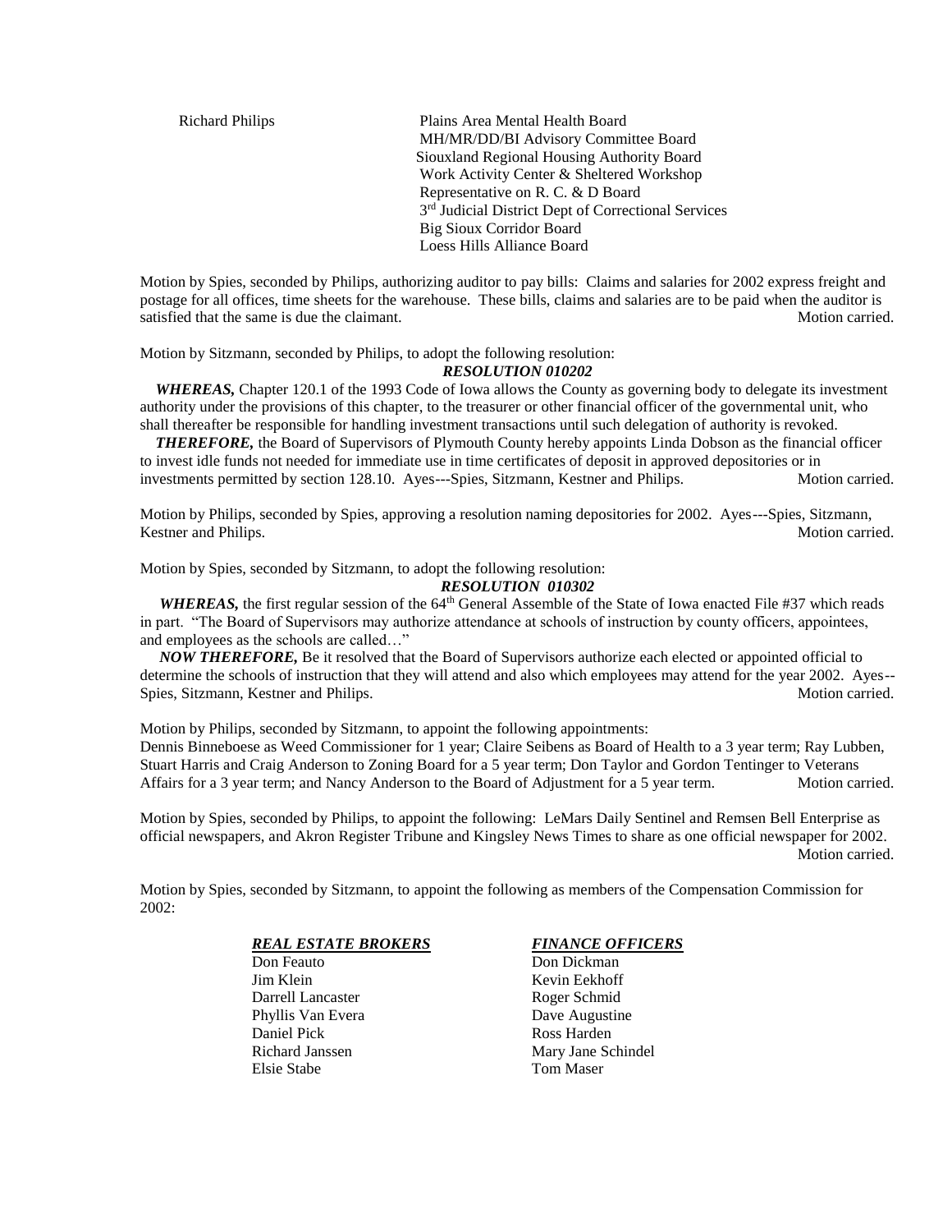| | |
|---|---|
| Richard Philips | Plains Area Mental Health Board |
| | MH/MR/DD/BI Advisory Committee Board |
| | Siouxland Regional Housing Authority Board |
| | Work Activity Center & Sheltered Workshop |
| | Representative on R. C. & D Board |
| | 3rd Judicial District Dept of Correctional Services |
| | Big Sioux Corridor Board |
| | Loess Hills Alliance Board |

Motion by Spies, seconded by Philips, authorizing auditor to pay bills: Claims and salaries for 2002 express freight and postage for all offices, time sheets for the warehouse. These bills, claims and salaries are to be paid when the auditor is satisfied that the same is due the claimant. Motion carried.

Motion by Sitzmann, seconded by Philips, to adopt the following resolution:

***RESOLUTION 010202***

***WHEREAS,*** Chapter 120.1 of the 1993 Code of Iowa allows the County as governing body to delegate its investment authority under the provisions of this chapter, to the treasurer or other financial officer of the governmental unit, who shall thereafter be responsible for handling investment transactions until such delegation of authority is revoked.

***THEREFORE,*** the Board of Supervisors of Plymouth County hereby appoints Linda Dobson as the financial officer to invest idle funds not needed for immediate use in time certificates of deposit in approved depositories or in investments permitted by section 128.10. Ayes---Spies, Sitzmann, Kestner and Philips. Motion carried.

Motion by Philips, seconded by Spies, approving a resolution naming depositories for 2002. Ayes---Spies, Sitzmann, Kestner and Philips. Motion carried.

Motion by Spies, seconded by Sitzmann, to adopt the following resolution:

***RESOLUTION 010302***

***WHEREAS,*** the first regular session of the 64th General Assemble of the State of Iowa enacted File #37 which reads in part. "The Board of Supervisors may authorize attendance at schools of instruction by county officers, appointees, and employees as the schools are called…"

***NOW THEREFORE,*** Be it resolved that the Board of Supervisors authorize each elected or appointed official to determine the schools of instruction that they will attend and also which employees may attend for the year 2002. Ayes--Spies, Sitzmann, Kestner and Philips. Motion carried.

Motion by Philips, seconded by Sitzmann, to appoint the following appointments:
Dennis Binneboese as Weed Commissioner for 1 year; Claire Seibens as Board of Health to a 3 year term; Ray Lubben, Stuart Harris and Craig Anderson to Zoning Board for a 5 year term; Don Taylor and Gordon Tentinger to Veterans Affairs for a 3 year term; and Nancy Anderson to the Board of Adjustment for a 5 year term. Motion carried.

Motion by Spies, seconded by Philips, to appoint the following: LeMars Daily Sentinel and Remsen Bell Enterprise as official newspapers, and Akron Register Tribune and Kingsley News Times to share as one official newspaper for 2002. Motion carried.

Motion by Spies, seconded by Sitzmann, to appoint the following as members of the Compensation Commission for 2002:

| ***REAL ESTATE BROKERS*** | ***FINANCE OFFICERS*** |
|---|---|
| Don Feauto | Don Dickman |
| Jim Klein | Kevin Eekhoff |
| Darrell Lancaster | Roger Schmid |
| Phyllis Van Evera | Dave Augustine |
| Daniel Pick | Ross Harden |
| Richard Janssen | Mary Jane Schindel |
| Elsie Stabe | Tom Maser |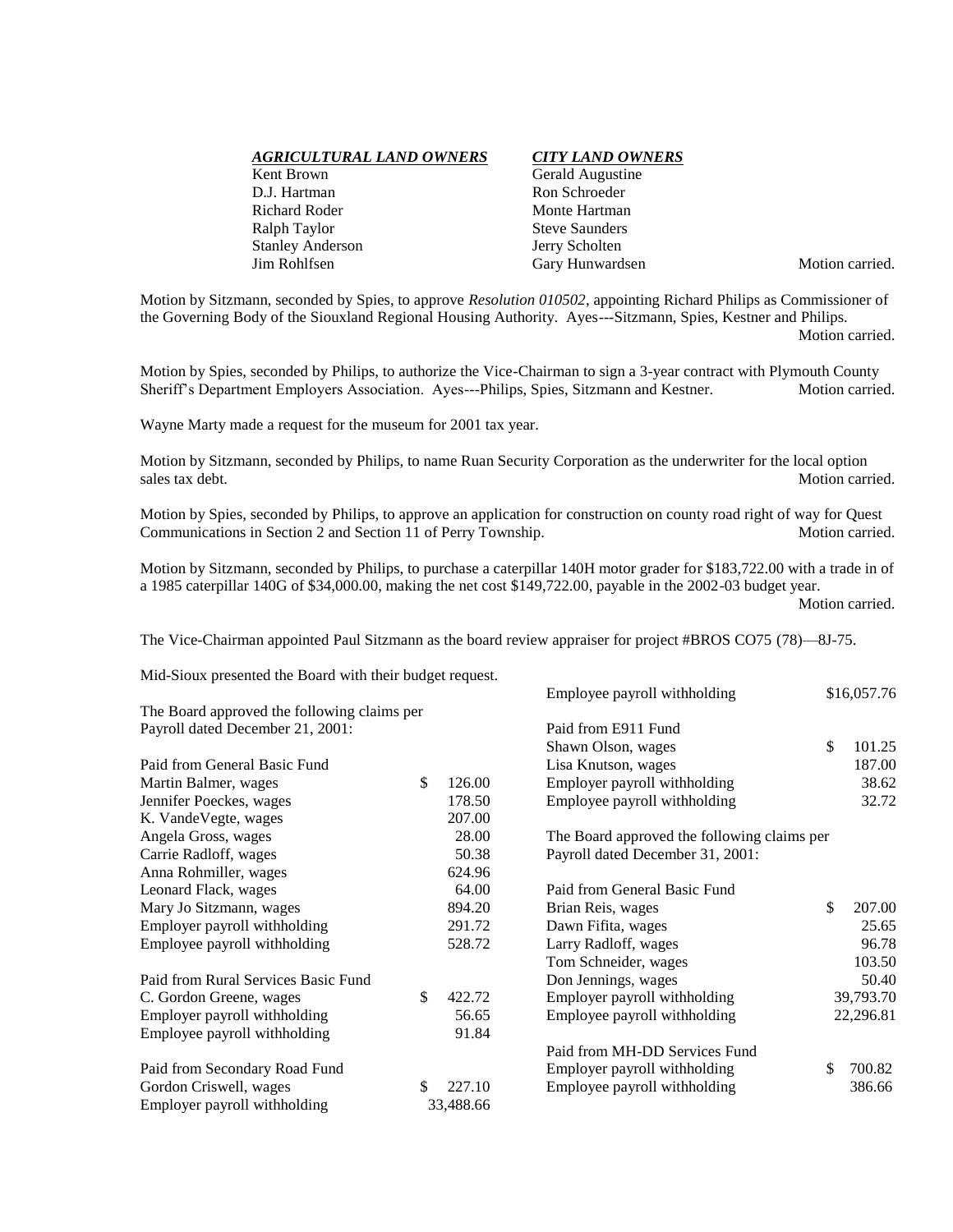| *AGRICULTURAL LAND OWNERS* | *CITY LAND OWNERS* |
|---|---|
| Kent Brown | Gerald Augustine |
| D.J. Hartman | Ron Schroeder |
| Richard Roder | Monte Hartman |
| Ralph Taylor | Steve Saunders |
| Stanley Anderson | Jerry Scholten |
| Jim Rohlfsen | Gary Hunwardsen |

Motion carried.

Motion by Sitzmann, seconded by Spies, to approve *Resolution 010502*, appointing Richard Philips as Commissioner of the Governing Body of the Siouxland Regional Housing Authority. Ayes---Sitzmann, Spies, Kestner and Philips. Motion carried.

Motion by Spies, seconded by Philips, to authorize the Vice-Chairman to sign a 3-year contract with Plymouth County Sheriff's Department Employers Association. Ayes---Philips, Spies, Sitzmann and Kestner. Motion carried.

Wayne Marty made a request for the museum for 2001 tax year.

Motion by Sitzmann, seconded by Philips, to name Ruan Security Corporation as the underwriter for the local option sales tax debt. Motion carried.

Motion by Spies, seconded by Philips, to approve an application for construction on county road right of way for Quest Communications in Section 2 and Section 11 of Perry Township. Motion carried.

Motion by Sitzmann, seconded by Philips, to purchase a caterpillar 140H motor grader for $183,722.00 with a trade in of a 1985 caterpillar 140G of $34,000.00, making the net cost $149,722.00, payable in the 2002-03 budget year. Motion carried.

The Vice-Chairman appointed Paul Sitzmann as the board review appraiser for project #BROS CO75 (78)—8J-75.

Mid-Sioux presented the Board with their budget request.

The Board approved the following claims per Payroll dated December 21, 2001:

| Paid from General Basic Fund | |
|---|---|
| Martin Balmer, wages | $ 126.00 |
| Jennifer Poeckes, wages | 178.50 |
| K. VandeVegte, wages | 207.00 |
| Angela Gross, wages | 28.00 |
| Carrie Radloff, wages | 50.38 |
| Anna Rohmiller, wages | 624.96 |
| Leonard Flack, wages | 64.00 |
| Mary Jo Sitzmann, wages | 894.20 |
| Employer payroll withholding | 291.72 |
| Employee payroll withholding | 528.72 |

| Paid from Rural Services Basic Fund | |
|---|---|
| C. Gordon Greene, wages | $ 422.72 |
| Employer payroll withholding | 56.65 |
| Employee payroll withholding | 91.84 |

| Paid from Secondary Road Fund | |
|---|---|
| Gordon Criswell, wages | $ 227.10 |
| Employer payroll withholding | 33,488.66 |
| Employee payroll withholding | $16,057.76 |

| Paid from E911 Fund | |
|---|---|
| Shawn Olson, wages | $ 101.25 |
| Lisa Knutson, wages | 187.00 |
| Employer payroll withholding | 38.62 |
| Employee payroll withholding | 32.72 |

The Board approved the following claims per Payroll dated December 31, 2001:

| Paid from General Basic Fund | |
|---|---|
| Brian Reis, wages | $ 207.00 |
| Dawn Fifita, wages | 25.65 |
| Larry Radloff, wages | 96.78 |
| Tom Schneider, wages | 103.50 |
| Don Jennings, wages | 50.40 |
| Employer payroll withholding | 39,793.70 |
| Employee payroll withholding | 22,296.81 |

| Paid from MH-DD Services Fund | |
|---|---|
| Employer payroll withholding | $ 700.82 |
| Employee payroll withholding | 386.66 |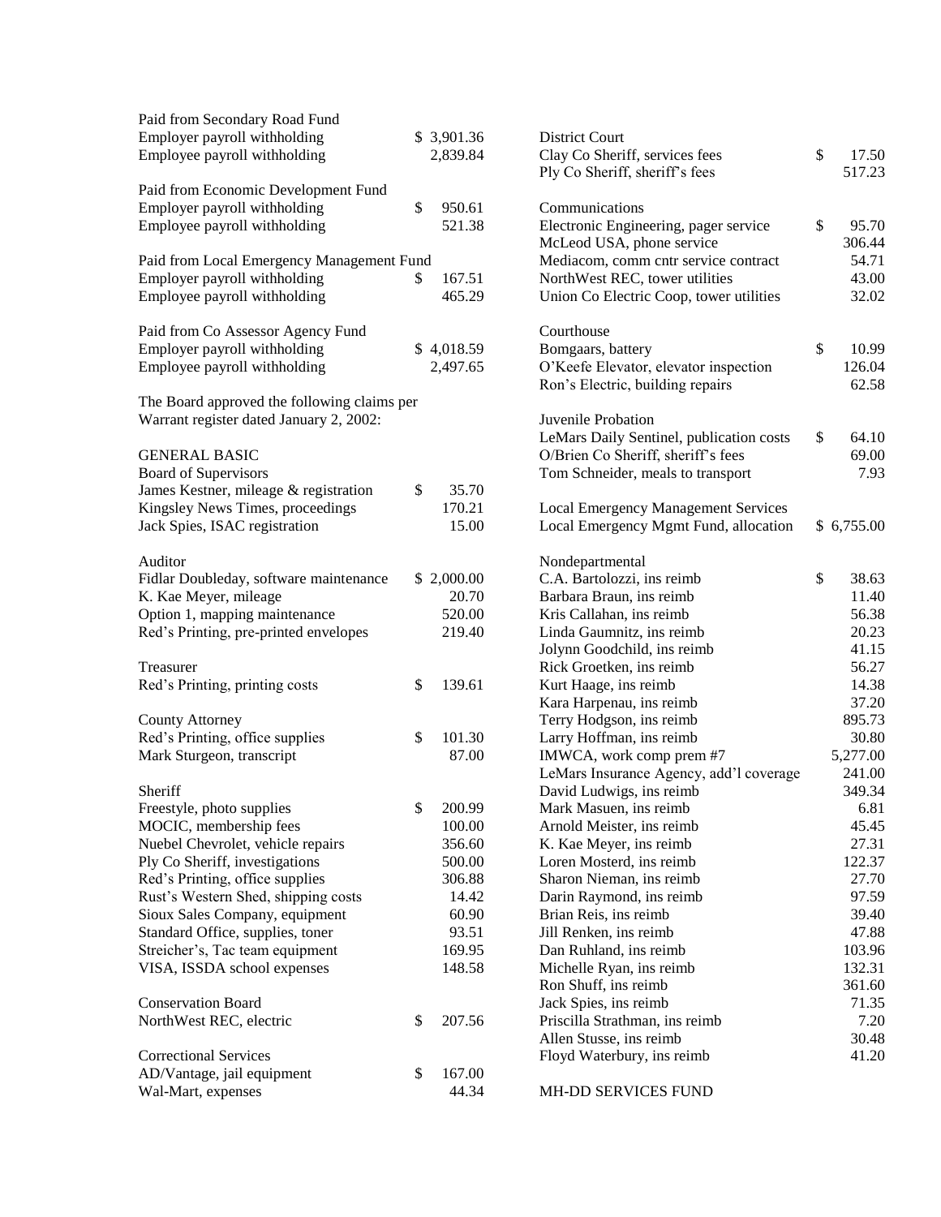Paid from Secondary Road Fund

| | |
|---|---|
| Employer payroll withholding | $ 3,901.36 |
| Employee payroll withholding | 2,839.84 |

Paid from Economic Development Fund

| | |
|---|---|
| Employer payroll withholding | $ 950.61 |
| Employee payroll withholding | 521.38 |

Paid from Local Emergency Management Fund

| | |
|---|---|
| Employer payroll withholding | $ 167.51 |
| Employee payroll withholding | 465.29 |

Paid from Co Assessor Agency Fund

| | |
|---|---|
| Employer payroll withholding | $ 4,018.59 |
| Employee payroll withholding | 2,497.65 |

The Board approved the following claims per Warrant register dated January 2, 2002:

GENERAL BASIC

Board of Supervisors

| | |
|---|---|
| James Kestner, mileage & registration | $ 35.70 |
| Kingsley News Times, proceedings | 170.21 |
| Jack Spies, ISAC registration | 15.00 |

Auditor

| | |
|---|---|
| Fidlar Doubleday, software maintenance | $ 2,000.00 |
| K. Kae Meyer, mileage | 20.70 |
| Option 1, mapping maintenance | 520.00 |
| Red's Printing, pre-printed envelopes | 219.40 |

Treasurer

| | |
|---|---|
| Red's Printing, printing costs | $ 139.61 |

County Attorney

| | |
|---|---|
| Red's Printing, office supplies | $ 101.30 |
| Mark Sturgeon, transcript | 87.00 |

Sheriff

| | |
|---|---|
| Freestyle, photo supplies | $ 200.99 |
| MOCIC, membership fees | 100.00 |
| Nuebel Chevrolet, vehicle repairs | 356.60 |
| Ply Co Sheriff, investigations | 500.00 |
| Red's Printing, office supplies | 306.88 |
| Rust's Western Shed, shipping costs | 14.42 |
| Sioux Sales Company, equipment | 60.90 |
| Standard Office, supplies, toner | 93.51 |
| Streicher's, Tac team equipment | 169.95 |
| VISA, ISSDA school expenses | 148.58 |

Conservation Board

| | |
|---|---|
| NorthWest REC, electric | $ 207.56 |

Correctional Services

| | |
|---|---|
| AD/Vantage, jail equipment | $ 167.00 |
| Wal-Mart, expenses | 44.34 |

District Court

| | |
|---|---|
| Clay Co Sheriff, services fees | $ 17.50 |
| Ply Co Sheriff, sheriff's fees | 517.23 |

Communications

| | |
|---|---|
| Electronic Engineering, pager service | $ 95.70 |
| McLeod USA, phone service | 306.44 |
| Mediacom, comm cntr service contract | 54.71 |
| NorthWest REC, tower utilities | 43.00 |
| Union Co Electric Coop, tower utilities | 32.02 |

Courthouse

| | |
|---|---|
| Bomgaars, battery | $ 10.99 |
| O'Keefe Elevator, elevator inspection | 126.04 |
| Ron's Electric, building repairs | 62.58 |

Juvenile Probation

| | |
|---|---|
| LeMars Daily Sentinel, publication costs | $ 64.10 |
| O/Brien Co Sheriff, sheriff's fees | 69.00 |
| Tom Schneider, meals to transport | 7.93 |

Local Emergency Management Services

| | |
|---|---|
| Local Emergency Mgmt Fund, allocation | $ 6,755.00 |

Nondepartmental

| | |
|---|---|
| C.A. Bartolozzi, ins reimb | $ 38.63 |
| Barbara Braun, ins reimb | 11.40 |
| Kris Callahan, ins reimb | 56.38 |
| Linda Gaumnitz, ins reimb | 20.23 |
| Jolynn Goodchild, ins reimb | 41.15 |
| Rick Groetken, ins reimb | 56.27 |
| Kurt Haage, ins reimb | 14.38 |
| Kara Harpenau, ins reimb | 37.20 |
| Terry Hodgson, ins reimb | 895.73 |
| Larry Hoffman, ins reimb | 30.80 |
| IMWCA, work comp prem #7 | 5,277.00 |
| LeMars Insurance Agency, add'l coverage | 241.00 |
| David Ludwigs, ins reimb | 349.34 |
| Mark Masuen, ins reimb | 6.81 |
| Arnold Meister, ins reimb | 45.45 |
| K. Kae Meyer, ins reimb | 27.31 |
| Loren Mosterd, ins reimb | 122.37 |
| Sharon Nieman, ins reimb | 27.70 |
| Darin Raymond, ins reimb | 97.59 |
| Brian Reis, ins reimb | 39.40 |
| Jill Renken, ins reimb | 47.88 |
| Dan Ruhland, ins reimb | 103.96 |
| Michelle Ryan, ins reimb | 132.31 |
| Ron Shuff, ins reimb | 361.60 |
| Jack Spies, ins reimb | 71.35 |
| Priscilla Strathman, ins reimb | 7.20 |
| Allen Stusse, ins reimb | 30.48 |
| Floyd Waterbury, ins reimb | 41.20 |

MH-DD SERVICES FUND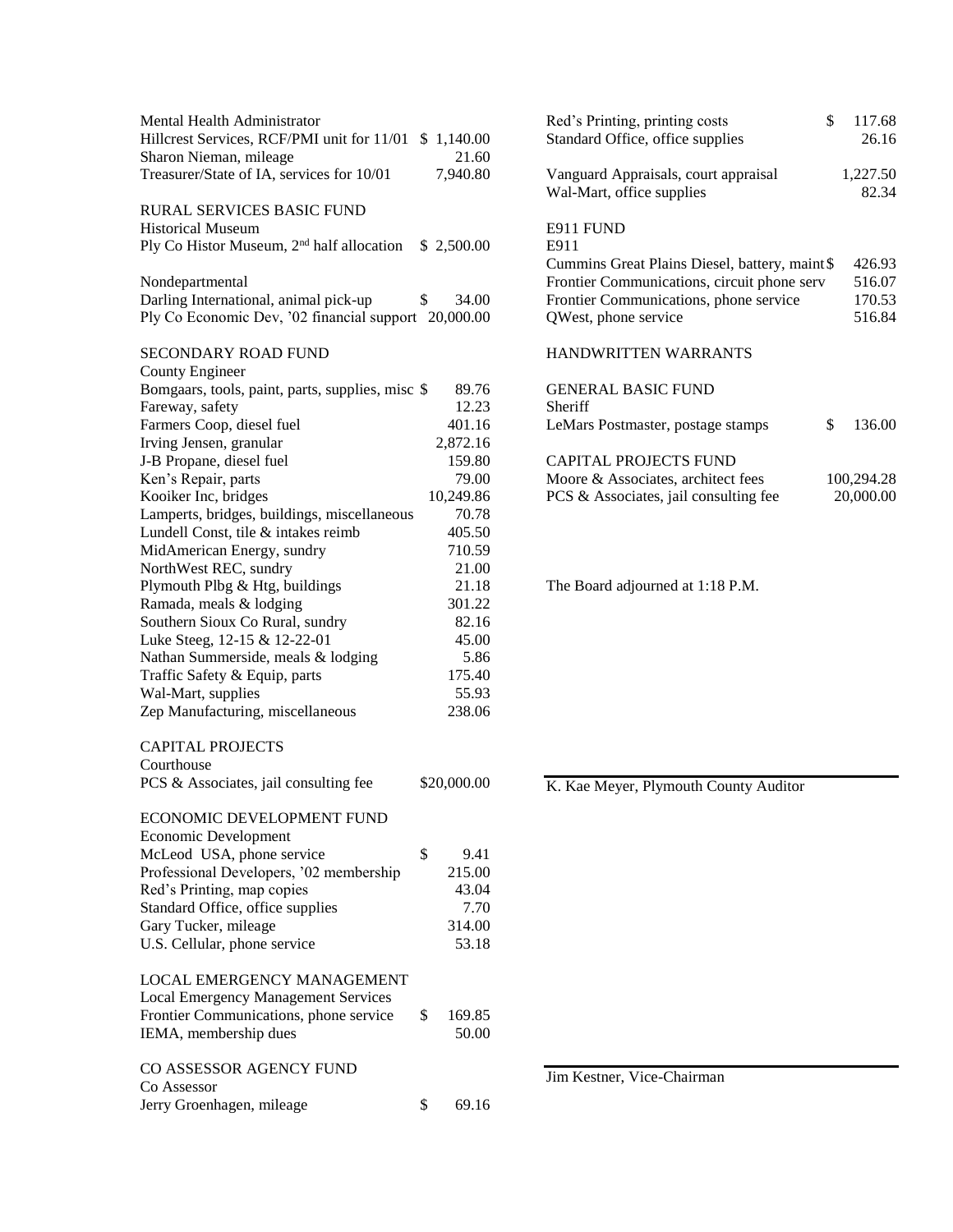Mental Health Administrator
Hillcrest Services, RCF/PMI unit for 11/01 $ 1,140.00
Sharon Nieman, mileage 21.60
Treasurer/State of IA, services for 10/01 7,940.80

RURAL SERVICES BASIC FUND
Historical Museum
Ply Co Histor Museum, 2nd half allocation $ 2,500.00

Nondepartmental
Darling International, animal pick-up $ 34.00
Ply Co Economic Dev, '02 financial support 20,000.00

SECONDARY ROAD FUND
County Engineer
Bomgaars, tools, paint, parts, supplies, misc $ 89.76
Fareway, safety 12.23
Farmers Coop, diesel fuel 401.16
Irving Jensen, granular 2,872.16
J-B Propane, diesel fuel 159.80
Ken's Repair, parts 79.00
Kooiker Inc, bridges 10,249.86
Lamperts, bridges, buildings, miscellaneous 70.78
Lundell Const, tile & intakes reimb 405.50
MidAmerican Energy, sundry 710.59
NorthWest REC, sundry 21.00
Plymouth Plbg & Htg, buildings 21.18
Ramada, meals & lodging 301.22
Southern Sioux Co Rural, sundry 82.16
Luke Steeg, 12-15 & 12-22-01 45.00
Nathan Summerside, meals & lodging 5.86
Traffic Safety & Equip, parts 175.40
Wal-Mart, supplies 55.93
Zep Manufacturing, miscellaneous 238.06

CAPITAL PROJECTS
Courthouse
PCS & Associates, jail consulting fee $20,000.00

ECONOMIC DEVELOPMENT FUND
Economic Development
McLeod USA, phone service $ 9.41
Professional Developers, '02 membership 215.00
Red's Printing, map copies 43.04
Standard Office, office supplies 7.70
Gary Tucker, mileage 314.00
U.S. Cellular, phone service 53.18

LOCAL EMERGENCY MANAGEMENT
Local Emergency Management Services
Frontier Communications, phone service $ 169.85
IEMA, membership dues 50.00

CO ASSESSOR AGENCY FUND
Co Assessor
Jerry Groenhagen, mileage $ 69.16
Red's Printing, printing costs $ 117.68
Standard Office, office supplies 26.16
Vanguard Appraisals, court appraisal 1,227.50
Wal-Mart, office supplies 82.34

E911 FUND
E911
Cummins Great Plains Diesel, battery, maint $ 426.93
Frontier Communications, circuit phone serv 516.07
Frontier Communications, phone service 170.53
QWest, phone service 516.84

HANDWRITTEN WARRANTS

GENERAL BASIC FUND
Sheriff
LeMars Postmaster, postage stamps $ 136.00

CAPITAL PROJECTS FUND
Moore & Associates, architect fees 100,294.28
PCS & Associates, jail consulting fee 20,000.00

The Board adjourned at 1:18 P.M.

K. Kae Meyer, Plymouth County Auditor

Jim Kestner, Vice-Chairman